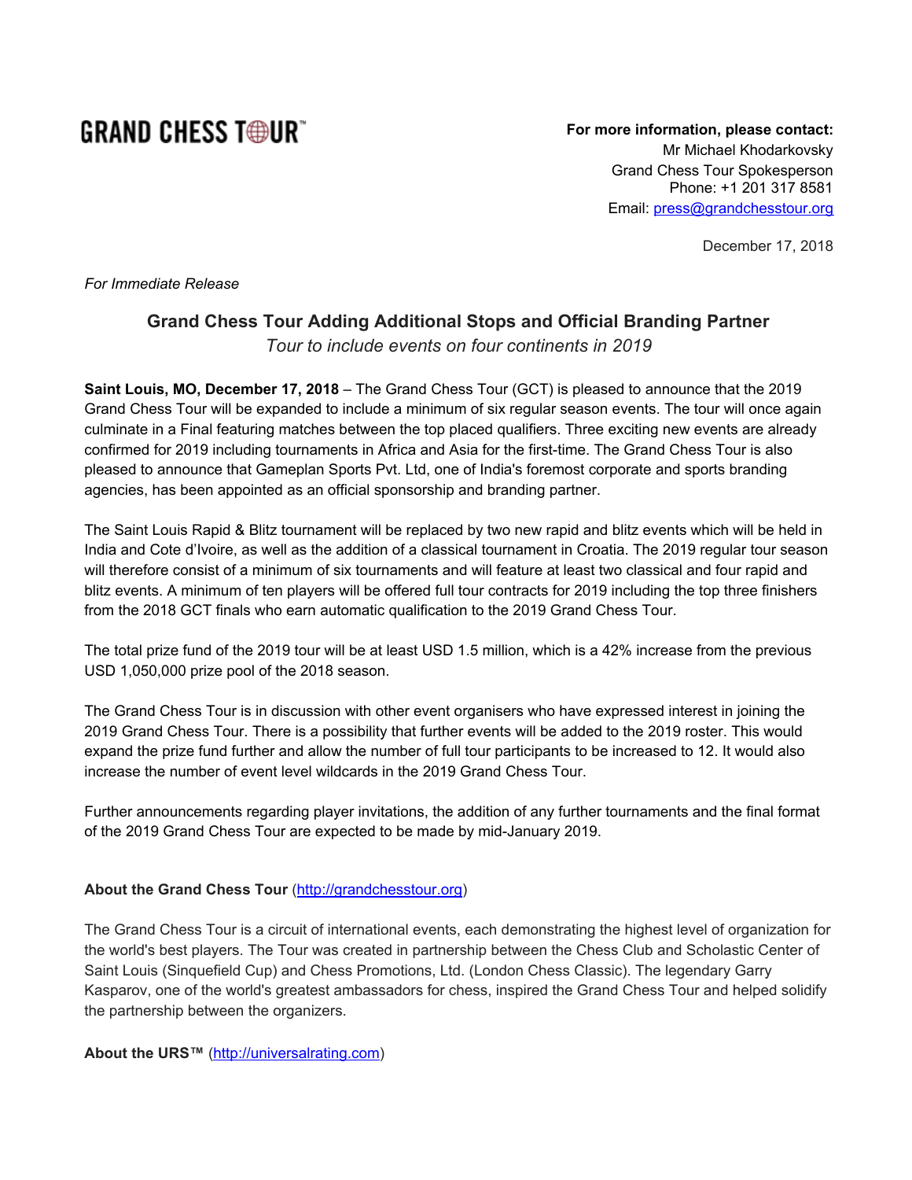GRAND CHESS TOUR™

**For more information, please contact:**
Mr Michael Khodarkovsky
Grand Chess Tour Spokesperson
Phone: +1 201 317 8581
Email: press@grandchesstour.org

December 17, 2018

*For Immediate Release*

## Grand Chess Tour Adding Additional Stops and Official Branding Partner

*Tour to include events on four continents in 2019*

**Saint Louis, MO, December 17, 2018** – The Grand Chess Tour (GCT) is pleased to announce that the 2019 Grand Chess Tour will be expanded to include a minimum of six regular season events. The tour will once again culminate in a Final featuring matches between the top placed qualifiers. Three exciting new events are already confirmed for 2019 including tournaments in Africa and Asia for the first-time. The Grand Chess Tour is also pleased to announce that Gameplan Sports Pvt. Ltd, one of India's foremost corporate and sports branding agencies, has been appointed as an official sponsorship and branding partner.

The Saint Louis Rapid & Blitz tournament will be replaced by two new rapid and blitz events which will be held in India and Cote d'Ivoire, as well as the addition of a classical tournament in Croatia. The 2019 regular tour season will therefore consist of a minimum of six tournaments and will feature at least two classical and four rapid and blitz events. A minimum of ten players will be offered full tour contracts for 2019 including the top three finishers from the 2018 GCT finals who earn automatic qualification to the 2019 Grand Chess Tour.

The total prize fund of the 2019 tour will be at least USD 1.5 million, which is a 42% increase from the previous USD 1,050,000 prize pool of the 2018 season.

The Grand Chess Tour is in discussion with other event organisers who have expressed interest in joining the 2019 Grand Chess Tour. There is a possibility that further events will be added to the 2019 roster. This would expand the prize fund further and allow the number of full tour participants to be increased to 12. It would also increase the number of event level wildcards in the 2019 Grand Chess Tour.

Further announcements regarding player invitations, the addition of any further tournaments and the final format of the 2019 Grand Chess Tour are expected to be made by mid-January 2019.

**About the Grand Chess Tour** (http://grandchesstour.org)

The Grand Chess Tour is a circuit of international events, each demonstrating the highest level of organization for the world's best players. The Tour was created in partnership between the Chess Club and Scholastic Center of Saint Louis (Sinquefield Cup) and Chess Promotions, Ltd. (London Chess Classic). The legendary Garry Kasparov, one of the world's greatest ambassadors for chess, inspired the Grand Chess Tour and helped solidify the partnership between the organizers.

**About the URS™** (http://universalrating.com)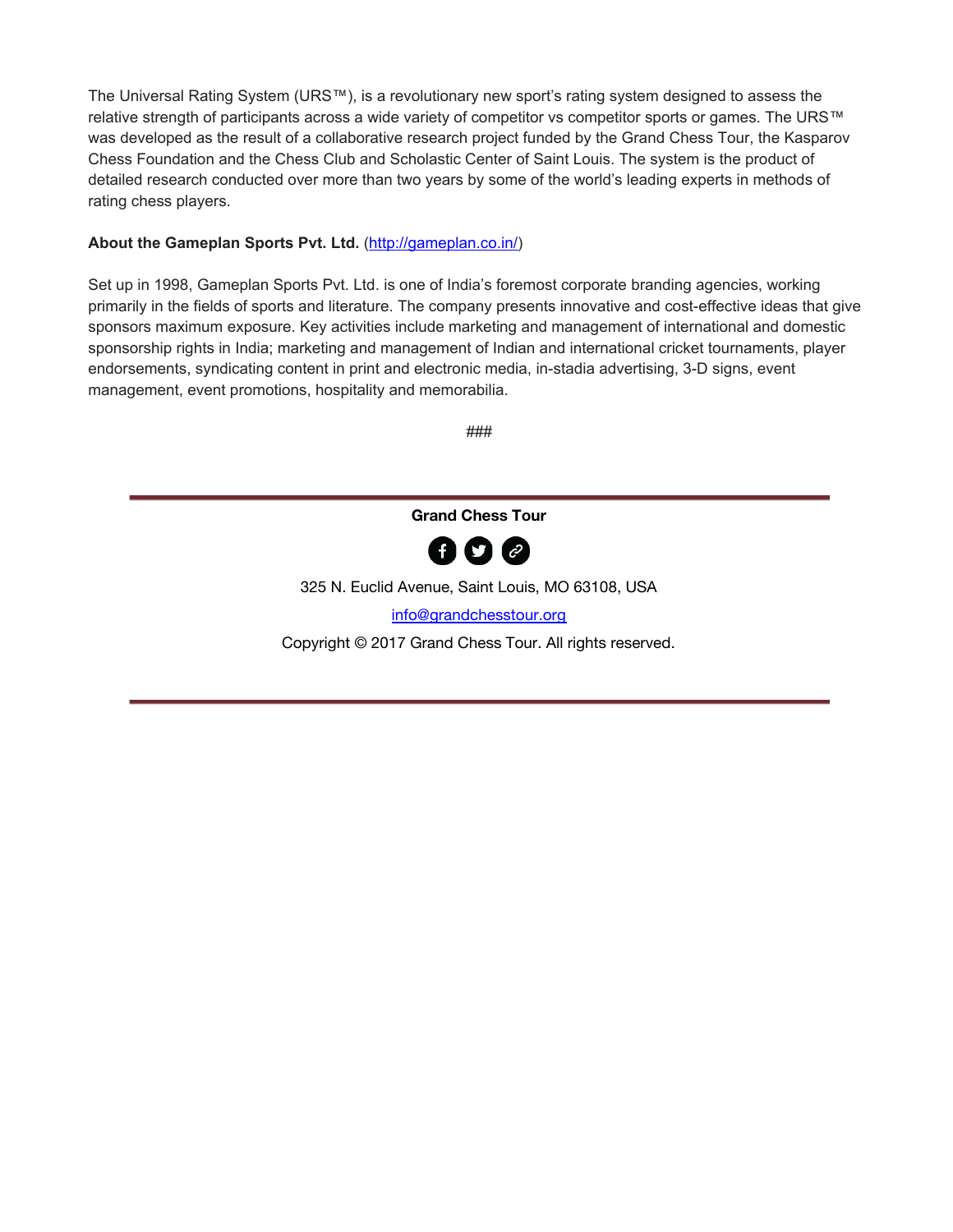The Universal Rating System (URS™), is a revolutionary new sport's rating system designed to assess the relative strength of participants across a wide variety of competitor vs competitor sports or games. The URS™ was developed as the result of a collaborative research project funded by the Grand Chess Tour, the Kasparov Chess Foundation and the Chess Club and Scholastic Center of Saint Louis. The system is the product of detailed research conducted over more than two years by some of the world's leading experts in methods of rating chess players.

**About the Gameplan Sports Pvt. Ltd.** (http://gameplan.co.in/)

Set up in 1998, Gameplan Sports Pvt. Ltd. is one of India's foremost corporate branding agencies, working primarily in the fields of sports and literature. The company presents innovative and cost-effective ideas that give sponsors maximum exposure. Key activities include marketing and management of international and domestic sponsorship rights in India; marketing and management of Indian and international cricket tournaments, player endorsements, syndicating content in print and electronic media, in-stadia advertising, 3-D signs, event management, event promotions, hospitality and memorabilia.

###

---

**Grand Chess Tour**

325 N. Euclid Avenue, Saint Louis, MO 63108, USA

info@grandchesstour.org

Copyright © 2017 Grand Chess Tour. All rights reserved.

---